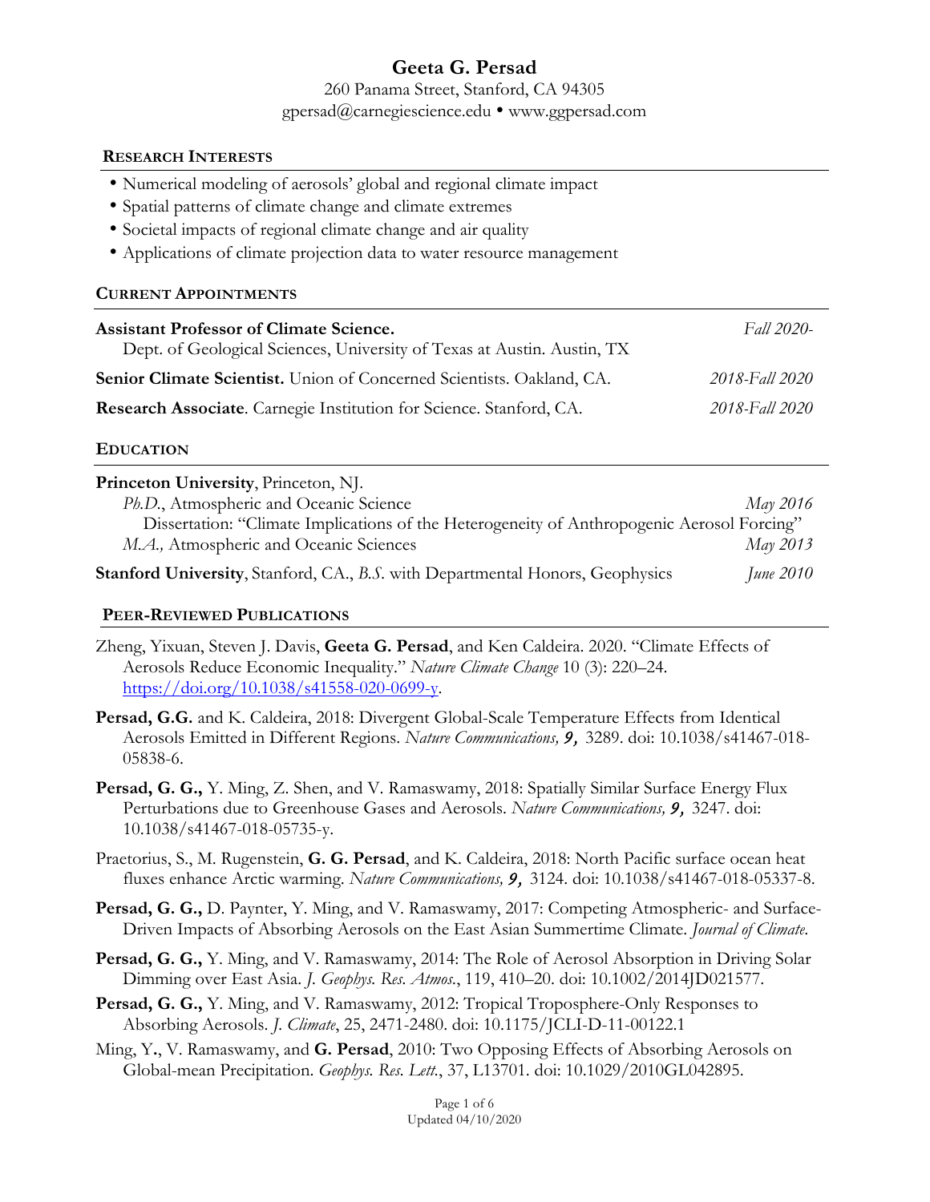# Geeta G. Persad

260 Panama Street, Stanford, CA 94305
gpersad@carnegiescience.edu • www.ggpersad.com

## RESEARCH INTERESTS

- Numerical modeling of aerosols' global and regional climate impact
- Spatial patterns of climate change and climate extremes
- Societal impacts of regional climate change and air quality
- Applications of climate projection data to water resource management

## CURRENT APPOINTMENTS

**Assistant Professor of Climate Science.** *Fall 2020-*
Dept. of Geological Sciences, University of Texas at Austin. Austin, TX

**Senior Climate Scientist.** Union of Concerned Scientists. Oakland, CA. *2018-Fall 2020*

**Research Associate**. Carnegie Institution for Science. Stanford, CA. *2018-Fall 2020*

## EDUCATION

**Princeton University**, Princeton, NJ.
*Ph.D.*, Atmospheric and Oceanic Science *May 2016*
Dissertation: "Climate Implications of the Heterogeneity of Anthropogenic Aerosol Forcing"
*M.A.,* Atmospheric and Oceanic Sciences *May 2013*

**Stanford University**, Stanford, CA., *B.S.* with Departmental Honors, Geophysics *June 2010*

## PEER-REVIEWED PUBLICATIONS

Zheng, Yixuan, Steven J. Davis, **Geeta G. Persad**, and Ken Caldeira. 2020. "Climate Effects of Aerosols Reduce Economic Inequality." *Nature Climate Change* 10 (3): 220–24. https://doi.org/10.1038/s41558-020-0699-y.

**Persad, G.G.** and K. Caldeira, 2018: Divergent Global-Scale Temperature Effects from Identical Aerosols Emitted in Different Regions. *Nature Communications,* ***9,*** 3289. doi: 10.1038/s41467-018-05838-6.

**Persad, G. G.,** Y. Ming, Z. Shen, and V. Ramaswamy, 2018: Spatially Similar Surface Energy Flux Perturbations due to Greenhouse Gases and Aerosols. *Nature Communications,* ***9,*** 3247. doi: 10.1038/s41467-018-05735-y.

Praetorius, S., M. Rugenstein, **G. G. Persad**, and K. Caldeira, 2018: North Pacific surface ocean heat fluxes enhance Arctic warming. *Nature Communications,* ***9,*** 3124. doi: 10.1038/s41467-018-05337-8.

**Persad, G. G.,** D. Paynter, Y. Ming, and V. Ramaswamy, 2017: Competing Atmospheric- and Surface-Driven Impacts of Absorbing Aerosols on the East Asian Summertime Climate. *Journal of Climate.*

**Persad, G. G.,** Y. Ming, and V. Ramaswamy, 2014: The Role of Aerosol Absorption in Driving Solar Dimming over East Asia. *J. Geophys. Res. Atmos.*, 119, 410–20. doi: 10.1002/2014JD021577.

**Persad, G. G.,** Y. Ming, and V. Ramaswamy, 2012: Tropical Troposphere-Only Responses to Absorbing Aerosols. *J. Climate*, 25, 2471-2480. doi: 10.1175/JCLI-D-11-00122.1

Ming, Y**.**, V. Ramaswamy, and **G. Persad**, 2010: Two Opposing Effects of Absorbing Aerosols on Global-mean Precipitation. *Geophys. Res. Lett.*, 37, L13701. doi: 10.1029/2010GL042895.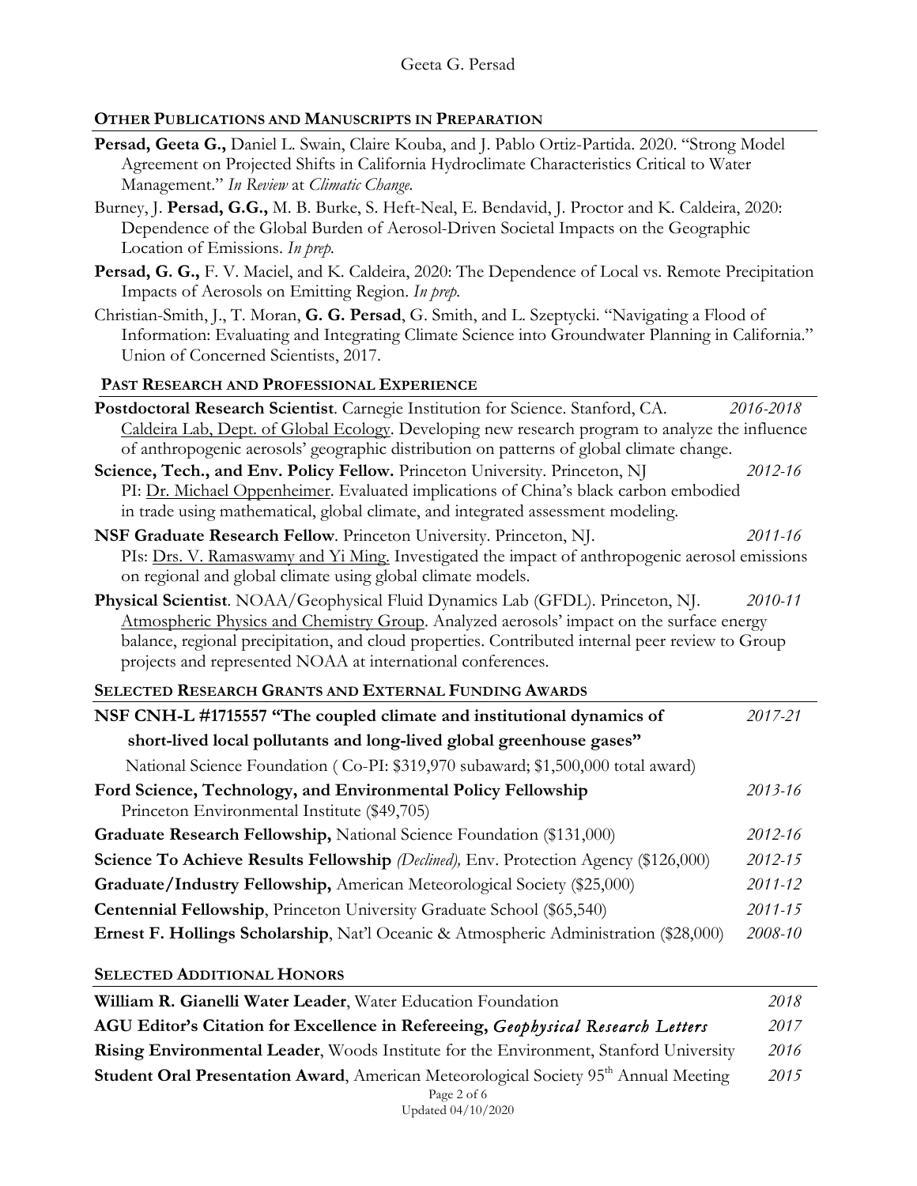## OTHER PUBLICATIONS AND MANUSCRIPTS IN PREPARATION

**Persad, Geeta G.,** Daniel L. Swain, Claire Kouba, and J. Pablo Ortiz-Partida. 2020. "Strong Model Agreement on Projected Shifts in California Hydroclimate Characteristics Critical to Water Management." *In Review* at *Climatic Change.*

Burney, J. **Persad, G.G.,** M. B. Burke, S. Heft-Neal, E. Bendavid, J. Proctor and K. Caldeira, 2020: Dependence of the Global Burden of Aerosol-Driven Societal Impacts on the Geographic Location of Emissions. *In prep.*

**Persad, G. G.,** F. V. Maciel, and K. Caldeira, 2020: The Dependence of Local vs. Remote Precipitation Impacts of Aerosols on Emitting Region. *In prep.*

Christian-Smith, J., T. Moran, **G. G. Persad**, G. Smith, and L. Szeptycki. "Navigating a Flood of Information: Evaluating and Integrating Climate Science into Groundwater Planning in California." Union of Concerned Scientists, 2017.

## PAST RESEARCH AND PROFESSIONAL EXPERIENCE

**Postdoctoral Research Scientist**. Carnegie Institution for Science. Stanford, CA. *2016-2018*
Caldeira Lab, Dept. of Global Ecology. Developing new research program to analyze the influence of anthropogenic aerosols' geographic distribution on patterns of global climate change.

**Science, Tech., and Env. Policy Fellow.** Princeton University. Princeton, NJ *2012-16*
PI: Dr. Michael Oppenheimer. Evaluated implications of China's black carbon embodied in trade using mathematical, global climate, and integrated assessment modeling.

**NSF Graduate Research Fellow**. Princeton University. Princeton, NJ. *2011-16*
PIs: Drs. V. Ramaswamy and Yi Ming. Investigated the impact of anthropogenic aerosol emissions on regional and global climate using global climate models.

**Physical Scientist**. NOAA/Geophysical Fluid Dynamics Lab (GFDL). Princeton, NJ. *2010-11*
Atmospheric Physics and Chemistry Group. Analyzed aerosols' impact on the surface energy balance, regional precipitation, and cloud properties. Contributed internal peer review to Group projects and represented NOAA at international conferences.

## SELECTED RESEARCH GRANTS AND EXTERNAL FUNDING AWARDS

**NSF CNH-L #1715557 "The coupled climate and institutional dynamics of short-lived local pollutants and long-lived global greenhouse gases"** *2017-21*
National Science Foundation ( Co-PI: $319,970 subaward; $1,500,000 total award)

**Ford Science, Technology, and Environmental Policy Fellowship** *2013-16*
Princeton Environmental Institute ($49,705)

**Graduate Research Fellowship,** National Science Foundation ($131,000) *2012-16*

**Science To Achieve Results Fellowship** *(Declined),* Env. Protection Agency ($126,000) *2012-15*

**Graduate/Industry Fellowship,** American Meteorological Society ($25,000) *2011-12*

**Centennial Fellowship**, Princeton University Graduate School ($65,540) *2011-15*

**Ernest F. Hollings Scholarship**, Nat'l Oceanic & Atmospheric Administration ($28,000) *2008-10*

## SELECTED ADDITIONAL HONORS

**William R. Gianelli Water Leader**, Water Education Foundation *2018*

**AGU Editor's Citation for Excellence in Refereeing, *Geophysical Research Letters*** *2017*

**Rising Environmental Leader**, Woods Institute for the Environment, Stanford University *2016*

**Student Oral Presentation Award**, American Meteorological Society 95th Annual Meeting *2015*

Updated 04/10/2020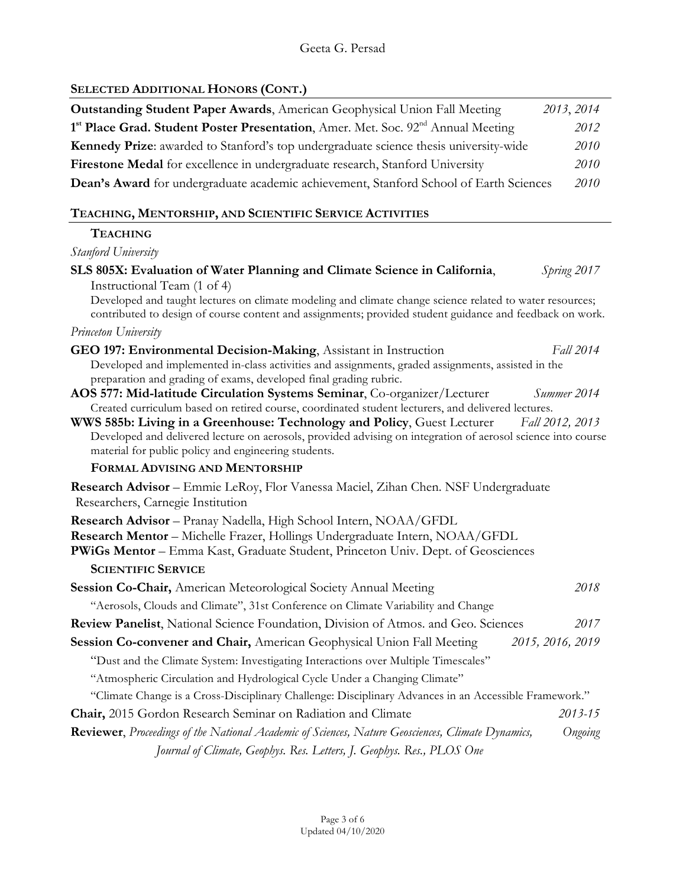## SELECTED ADDITIONAL HONORS (CONT.)

**Outstanding Student Paper Awards**, American Geophysical Union Fall Meeting *2013, 2014*

**1st Place Grad. Student Poster Presentation**, Amer. Met. Soc. 92nd Annual Meeting *2012*

**Kennedy Prize**: awarded to Stanford's top undergraduate science thesis university-wide *2010*

**Firestone Medal** for excellence in undergraduate research, Stanford University *2010*

**Dean's Award** for undergraduate academic achievement, Stanford School of Earth Sciences *2010*

## TEACHING, MENTORSHIP, AND SCIENTIFIC SERVICE ACTIVITIES

### TEACHING

*Stanford University*

**SLS 805X: Evaluation of Water Planning and Climate Science in California**, *Spring 2017*
Instructional Team (1 of 4)
Developed and taught lectures on climate modeling and climate change science related to water resources; contributed to design of course content and assignments; provided student guidance and feedback on work.

*Princeton University*

**GEO 197: Environmental Decision-Making**, Assistant in Instruction *Fall 2014*
Developed and implemented in-class activities and assignments, graded assignments, assisted in the preparation and grading of exams, developed final grading rubric.

**AOS 577: Mid-latitude Circulation Systems Seminar**, Co-organizer/Lecturer *Summer 2014*
Created curriculum based on retired course, coordinated student lecturers, and delivered lectures.

**WWS 585b: Living in a Greenhouse: Technology and Policy**, Guest Lecturer *Fall 2012, 2013*
Developed and delivered lecture on aerosols, provided advising on integration of aerosol science into course material for public policy and engineering students.

### FORMAL ADVISING AND MENTORSHIP

**Research Advisor** – Emmie LeRoy, Flor Vanessa Maciel, Zihan Chen. NSF Undergraduate Researchers, Carnegie Institution

**Research Advisor** – Pranay Nadella, High School Intern, NOAA/GFDL

**Research Mentor** – Michelle Frazer, Hollings Undergraduate Intern, NOAA/GFDL

**PWiGs Mentor** – Emma Kast, Graduate Student, Princeton Univ. Dept. of Geosciences

### SCIENTIFIC SERVICE

**Session Co-Chair,** American Meteorological Society Annual Meeting *2018*
"Aerosols, Clouds and Climate", 31st Conference on Climate Variability and Change

**Review Panelist**, National Science Foundation, Division of Atmos. and Geo. Sciences *2017*

**Session Co-convener and Chair,** American Geophysical Union Fall Meeting *2015, 2016, 2019*
"Dust and the Climate System: Investigating Interactions over Multiple Timescales"
"Atmospheric Circulation and Hydrological Cycle Under a Changing Climate"
"Climate Change is a Cross-Disciplinary Challenge: Disciplinary Advances in an Accessible Framework."

**Chair,** 2015 Gordon Research Seminar on Radiation and Climate *2013-15*

**Reviewer**, *Proceedings of the National Academic of Sciences, Nature Geosciences, Climate Dynamics, Journal of Climate, Geophys. Res. Letters, J. Geophys. Res., PLOS One* *Ongoing*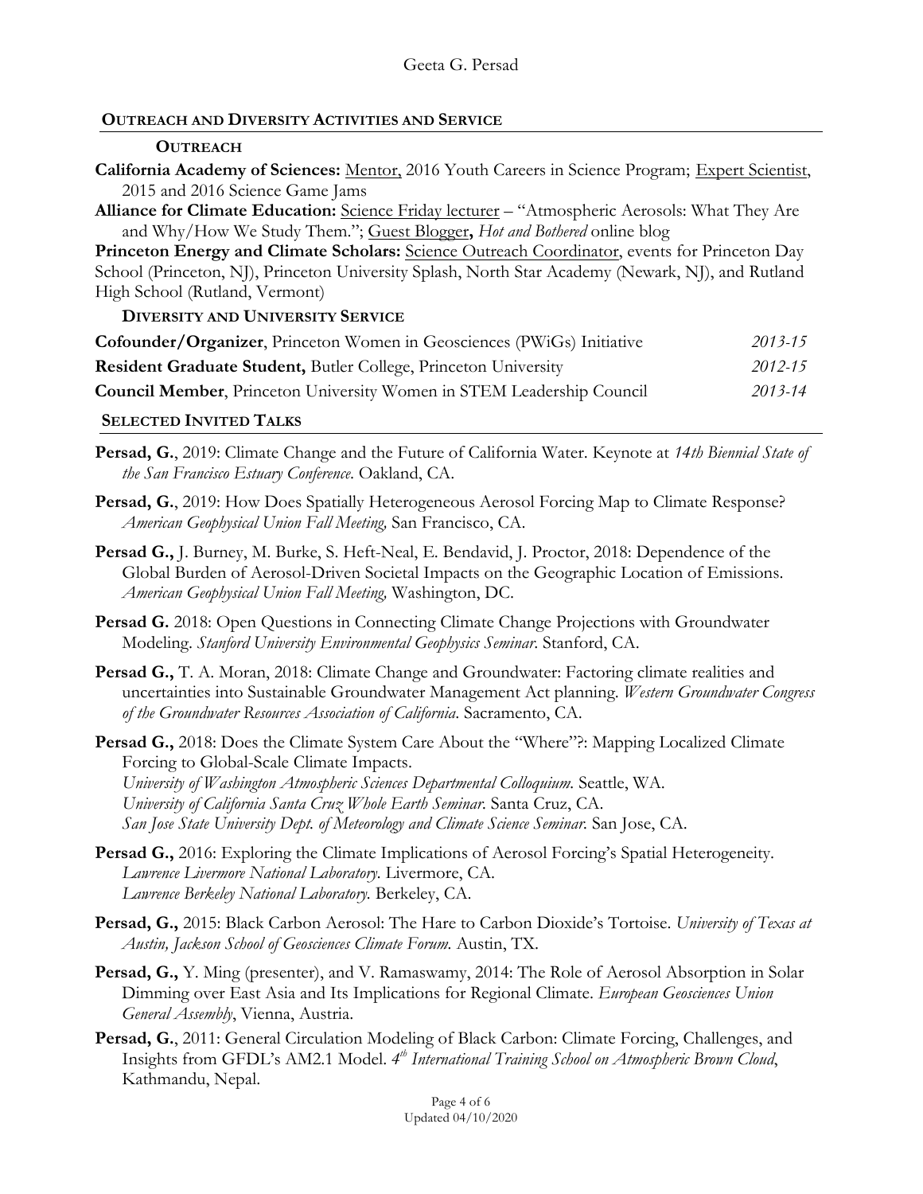## Outreach and Diversity Activities and Service

### Outreach

**California Academy of Sciences:** Mentor, 2016 Youth Careers in Science Program; Expert Scientist, 2015 and 2016 Science Game Jams

**Alliance for Climate Education:** Science Friday lecturer – "Atmospheric Aerosols: What They Are and Why/How We Study Them."; Guest Blogger**,** *Hot and Bothered* online blog

**Princeton Energy and Climate Scholars:** Science Outreach Coordinator, events for Princeton Day School (Princeton, NJ), Princeton University Splash, North Star Academy (Newark, NJ), and Rutland High School (Rutland, Vermont)

### Diversity and University Service

**Cofounder/Organizer**, Princeton Women in Geosciences (PWiGs) Initiative — *2013-15*

**Resident Graduate Student,** Butler College, Princeton University — *2012-15*

**Council Member**, Princeton University Women in STEM Leadership Council — *2013-14*

## Selected Invited Talks

**Persad, G.**, 2019: Climate Change and the Future of California Water. Keynote at *14th Biennial State of the San Francisco Estuary Conference.* Oakland, CA.

**Persad, G.**, 2019: How Does Spatially Heterogeneous Aerosol Forcing Map to Climate Response? *American Geophysical Union Fall Meeting,* San Francisco, CA.

**Persad G.,** J. Burney, M. Burke, S. Heft-Neal, E. Bendavid, J. Proctor, 2018: Dependence of the Global Burden of Aerosol-Driven Societal Impacts on the Geographic Location of Emissions. *American Geophysical Union Fall Meeting,* Washington, DC.

**Persad G.** 2018: Open Questions in Connecting Climate Change Projections with Groundwater Modeling. *Stanford University Environmental Geophysics Seminar.* Stanford, CA.

**Persad G.,** T. A. Moran, 2018: Climate Change and Groundwater: Factoring climate realities and uncertainties into Sustainable Groundwater Management Act planning. *Western Groundwater Congress of the Groundwater Resources Association of California.* Sacramento, CA.

**Persad G.,** 2018: Does the Climate System Care About the "Where"?: Mapping Localized Climate Forcing to Global-Scale Climate Impacts.
*University of Washington Atmospheric Sciences Departmental Colloquium.* Seattle, WA.
*University of California Santa Cruz Whole Earth Seminar.* Santa Cruz, CA.
*San Jose State University Dept. of Meteorology and Climate Science Seminar.* San Jose, CA.

**Persad G.,** 2016: Exploring the Climate Implications of Aerosol Forcing's Spatial Heterogeneity.
*Lawrence Livermore National Laboratory.* Livermore, CA.
*Lawrence Berkeley National Laboratory.* Berkeley, CA.

**Persad, G.,** 2015: Black Carbon Aerosol: The Hare to Carbon Dioxide's Tortoise. *University of Texas at Austin, Jackson School of Geosciences Climate Forum.* Austin, TX.

**Persad, G.,** Y. Ming (presenter), and V. Ramaswamy, 2014: The Role of Aerosol Absorption in Solar Dimming over East Asia and Its Implications for Regional Climate. *European Geosciences Union General Assembly*, Vienna, Austria.

**Persad, G.**, 2011: General Circulation Modeling of Black Carbon: Climate Forcing, Challenges, and Insights from GFDL's AM2.1 Model. *4th International Training School on Atmospheric Brown Cloud*, Kathmandu, Nepal.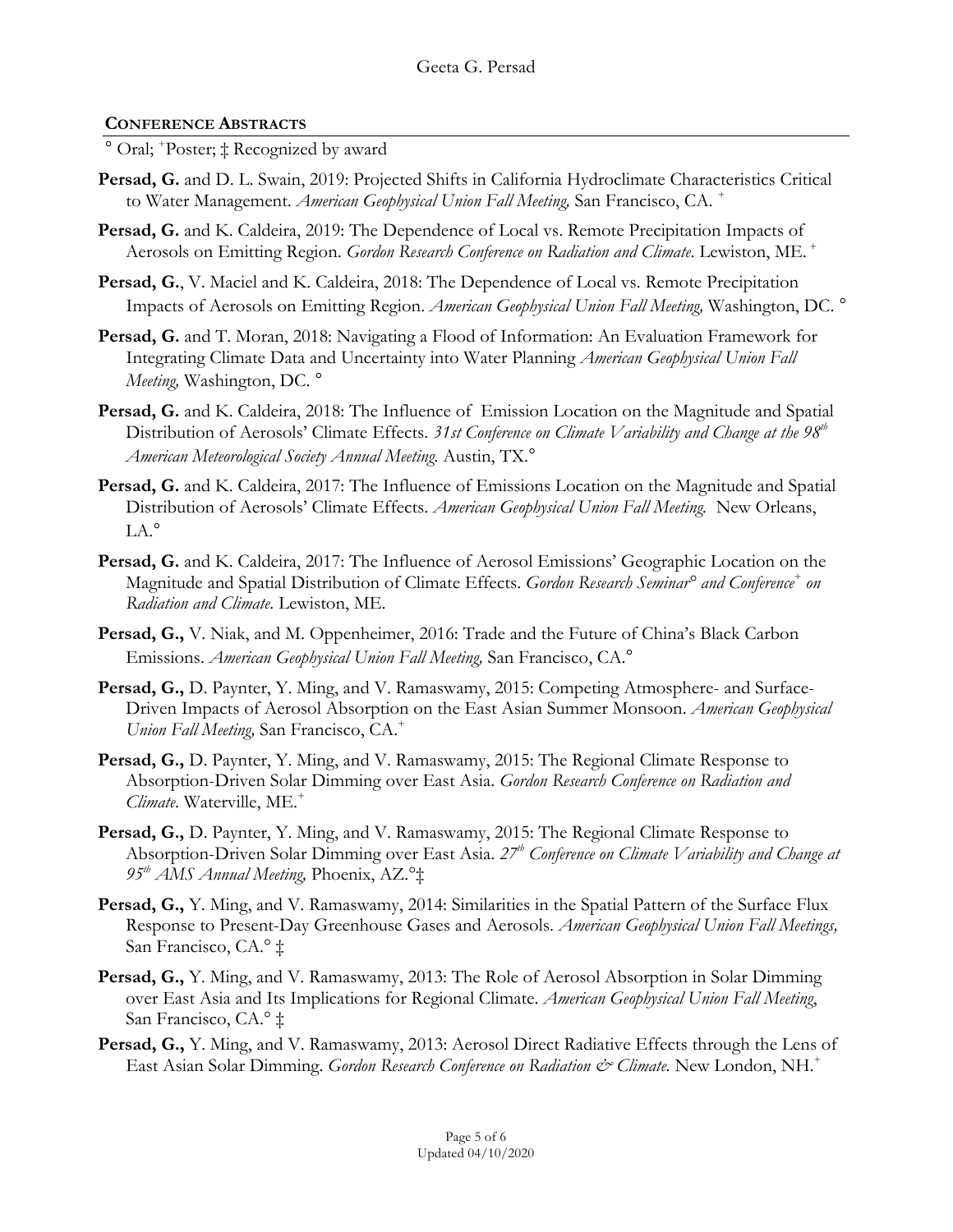## CONFERENCE ABSTRACTS

° Oral; ⁺Poster; ‡ Recognized by award

**Persad, G.** and D. L. Swain, 2019: Projected Shifts in California Hydroclimate Characteristics Critical to Water Management. *American Geophysical Union Fall Meeting,* San Francisco, CA. ⁺

**Persad, G.** and K. Caldeira, 2019: The Dependence of Local vs. Remote Precipitation Impacts of Aerosols on Emitting Region. *Gordon Research Conference on Radiation and Climate.* Lewiston, ME. ⁺

**Persad, G.**, V. Maciel and K. Caldeira, 2018: The Dependence of Local vs. Remote Precipitation Impacts of Aerosols on Emitting Region. *American Geophysical Union Fall Meeting,* Washington, DC. °

**Persad, G.** and T. Moran, 2018: Navigating a Flood of Information: An Evaluation Framework for Integrating Climate Data and Uncertainty into Water Planning *American Geophysical Union Fall Meeting,* Washington, DC. °

**Persad, G.** and K. Caldeira, 2018: The Influence of Emission Location on the Magnitude and Spatial Distribution of Aerosols' Climate Effects. *31st Conference on Climate Variability and Change at the 98th American Meteorological Society Annual Meeting.* Austin, TX.°

**Persad, G.** and K. Caldeira, 2017: The Influence of Emissions Location on the Magnitude and Spatial Distribution of Aerosols' Climate Effects. *American Geophysical Union Fall Meeting.* New Orleans, LA.°

**Persad, G.** and K. Caldeira, 2017: The Influence of Aerosol Emissions' Geographic Location on the Magnitude and Spatial Distribution of Climate Effects. *Gordon Research Seminar° and Conference⁺ on Radiation and Climate.* Lewiston, ME.

**Persad, G.,** V. Niak, and M. Oppenheimer, 2016: Trade and the Future of China's Black Carbon Emissions. *American Geophysical Union Fall Meeting,* San Francisco, CA.°

**Persad, G.,** D. Paynter, Y. Ming, and V. Ramaswamy, 2015: Competing Atmosphere- and Surface-Driven Impacts of Aerosol Absorption on the East Asian Summer Monsoon. *American Geophysical Union Fall Meeting,* San Francisco, CA.⁺

**Persad, G.,** D. Paynter, Y. Ming, and V. Ramaswamy, 2015: The Regional Climate Response to Absorption-Driven Solar Dimming over East Asia. *Gordon Research Conference on Radiation and Climate.* Waterville, ME.⁺

**Persad, G.,** D. Paynter, Y. Ming, and V. Ramaswamy, 2015: The Regional Climate Response to Absorption-Driven Solar Dimming over East Asia. *27th Conference on Climate Variability and Change at 95th AMS Annual Meeting,* Phoenix, AZ.°‡

**Persad, G.,** Y. Ming, and V. Ramaswamy, 2014: Similarities in the Spatial Pattern of the Surface Flux Response to Present-Day Greenhouse Gases and Aerosols. *American Geophysical Union Fall Meetings,* San Francisco, CA.° ‡

**Persad, G.,** Y. Ming, and V. Ramaswamy, 2013: The Role of Aerosol Absorption in Solar Dimming over East Asia and Its Implications for Regional Climate. *American Geophysical Union Fall Meeting*, San Francisco, CA.° ‡

**Persad, G.,** Y. Ming, and V. Ramaswamy, 2013: Aerosol Direct Radiative Effects through the Lens of East Asian Solar Dimming. *Gordon Research Conference on Radiation & Climate.* New London, NH.⁺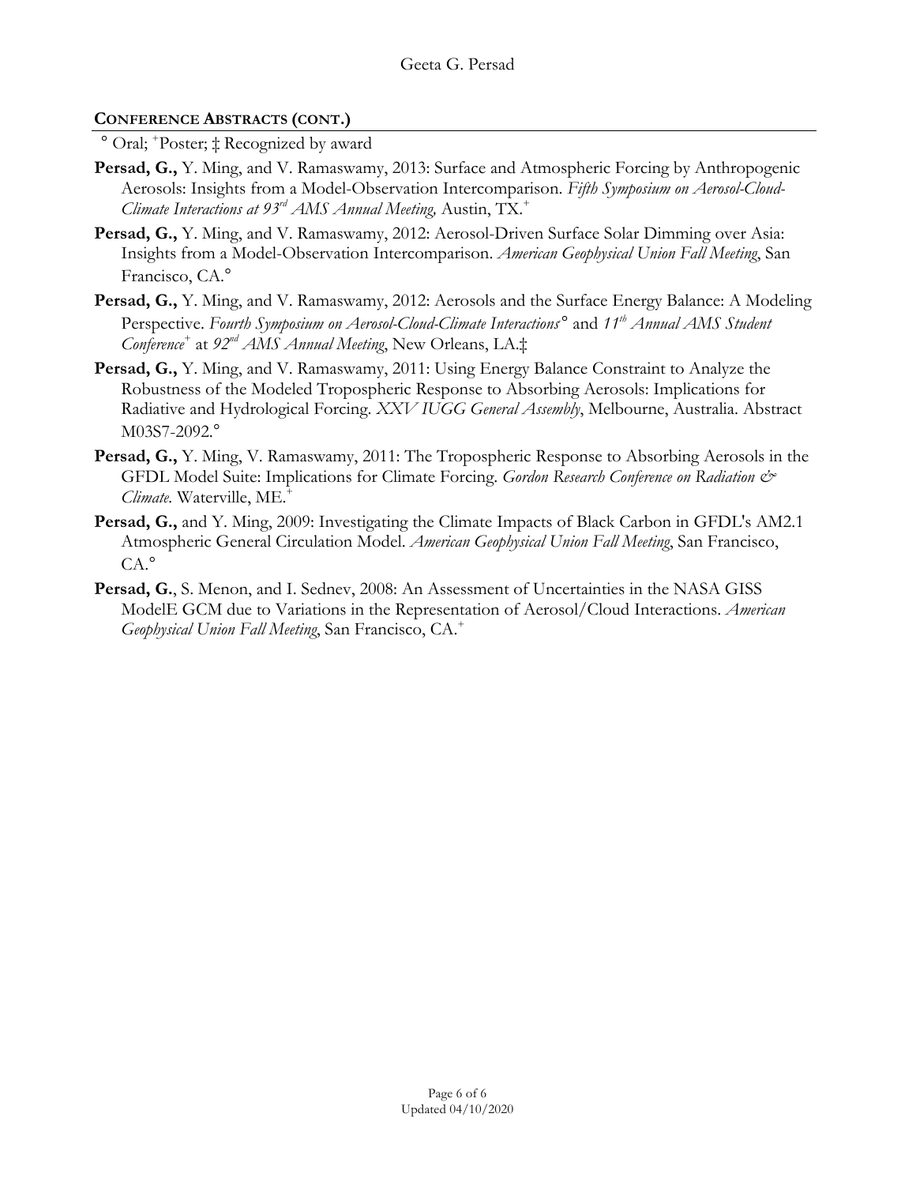**CONFERENCE ABSTRACTS (CONT.)**

° Oral; ⁺Poster; ‡ Recognized by award

**Persad, G.,** Y. Ming, and V. Ramaswamy, 2013: Surface and Atmospheric Forcing by Anthropogenic Aerosols: Insights from a Model-Observation Intercomparison. *Fifth Symposium on Aerosol-Cloud-Climate Interactions at 93rd AMS Annual Meeting,* Austin, TX.⁺

**Persad, G.,** Y. Ming, and V. Ramaswamy, 2012: Aerosol-Driven Surface Solar Dimming over Asia: Insights from a Model-Observation Intercomparison. *American Geophysical Union Fall Meeting*, San Francisco, CA.°

**Persad, G.,** Y. Ming, and V. Ramaswamy, 2012: Aerosols and the Surface Energy Balance: A Modeling Perspective. *Fourth Symposium on Aerosol-Cloud-Climate Interactions*° and *11th Annual AMS Student Conference*⁺ at *92nd AMS Annual Meeting*, New Orleans, LA.‡

**Persad, G.,** Y. Ming, and V. Ramaswamy, 2011: Using Energy Balance Constraint to Analyze the Robustness of the Modeled Tropospheric Response to Absorbing Aerosols: Implications for Radiative and Hydrological Forcing. *XXV IUGG General Assembly*, Melbourne, Australia. Abstract M03S7-2092.°

**Persad, G.,** Y. Ming, V. Ramaswamy, 2011: The Tropospheric Response to Absorbing Aerosols in the GFDL Model Suite: Implications for Climate Forcing. *Gordon Research Conference on Radiation & Climate.* Waterville, ME.⁺

**Persad, G.,** and Y. Ming, 2009: Investigating the Climate Impacts of Black Carbon in GFDL's AM2.1 Atmospheric General Circulation Model. *American Geophysical Union Fall Meeting*, San Francisco, CA.°

**Persad, G.**, S. Menon, and I. Sednev, 2008: An Assessment of Uncertainties in the NASA GISS ModelE GCM due to Variations in the Representation of Aerosol/Cloud Interactions. *American Geophysical Union Fall Meeting*, San Francisco, CA.⁺

Updated 04/10/2020